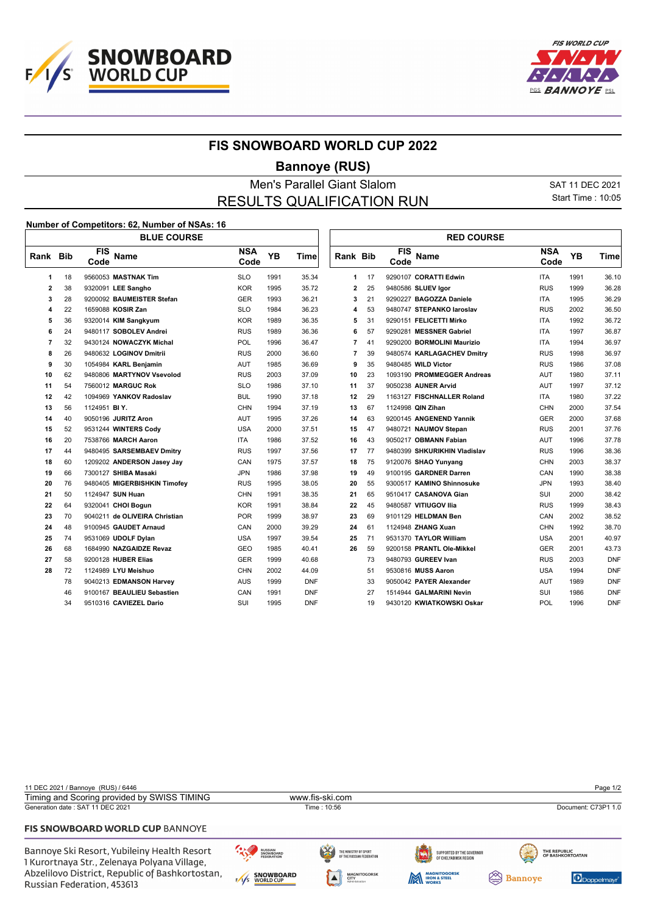# FIS SNOWBOARD WORLD CUP 2022

## Bannoye (RUS)

### Men's Parallel Giant Slalom

### RESULTS QUALIFICATION RUN

SAT 11 DEC 2021
Start Time : 10:05

**Number of Competitors: 62, Number of NSAs: 16**

**BLUE COURSE**

| Rank | Bib | FIS Code | Name | NSA Code | YB | Time |
|---|---|---|---|---|---|---|
| 1 | 18 | 9560053 | **MASTNAK Tim** | SLO | 1991 | 35.34 |
| 2 | 38 | 9320091 | **LEE Sangho** | KOR | 1995 | 35.72 |
| 3 | 28 | 9200092 | **BAUMEISTER Stefan** | GER | 1993 | 36.21 |
| 4 | 22 | 1659088 | **KOSIR Zan** | SLO | 1984 | 36.23 |
| 5 | 36 | 9320014 | **KIM Sangkyum** | KOR | 1989 | 36.35 |
| 6 | 24 | 9480117 | **SOBOLEV Andrei** | RUS | 1989 | 36.36 |
| 7 | 32 | 9430124 | **NOWACZYK Michal** | POL | 1996 | 36.47 |
| 8 | 26 | 9480632 | **LOGINOV Dmitrii** | RUS | 2000 | 36.60 |
| 9 | 30 | 1054984 | **KARL Benjamin** | AUT | 1985 | 36.69 |
| 10 | 62 | 9480806 | **MARTYNOV Vsevolod** | RUS | 2003 | 37.09 |
| 11 | 54 | 7560012 | **MARGUC Rok** | SLO | 1986 | 37.10 |
| 12 | 42 | 1094969 | **YANKOV Radoslav** | BUL | 1990 | 37.18 |
| 13 | 56 | 1124951 | **BI Y.** | CHN | 1994 | 37.19 |
| 14 | 40 | 9050196 | **JURITZ Aron** | AUT | 1995 | 37.26 |
| 15 | 52 | 9531244 | **WINTERS Cody** | USA | 2000 | 37.51 |
| 16 | 20 | 7538766 | **MARCH Aaron** | ITA | 1986 | 37.52 |
| 17 | 44 | 9480495 | **SARSEMBAEV Dmitry** | RUS | 1997 | 37.56 |
| 18 | 60 | 1209202 | **ANDERSON Jasey Jay** | CAN | 1975 | 37.57 |
| 19 | 66 | 7300127 | **SHIBA Masaki** | JPN | 1986 | 37.98 |
| 20 | 76 | 9480405 | **MIGERBISHKIN Timofey** | RUS | 1995 | 38.05 |
| 21 | 50 | 1124947 | **SUN Huan** | CHN | 1991 | 38.35 |
| 22 | 64 | 9320041 | **CHOI Bogun** | KOR | 1991 | 38.84 |
| 23 | 70 | 9040211 | **de OLIVEIRA Christian** | POR | 1999 | 38.97 |
| 24 | 48 | 9100945 | **GAUDET Arnaud** | CAN | 2000 | 39.29 |
| 25 | 74 | 9531069 | **UDOLF Dylan** | USA | 1997 | 39.54 |
| 26 | 68 | 1684990 | **NAZGAIDZE Revaz** | GEO | 1985 | 40.41 |
| 27 | 58 | 9200128 | **HUBER Elias** | GER | 1999 | 40.68 |
| 28 | 72 | 1124989 | **LYU Meishuo** | CHN | 2002 | 44.09 |
| | 78 | 9040213 | **EDMANSON Harvey** | AUS | 1999 | DNF |
| | 46 | 9100167 | **BEAULIEU Sebastien** | CAN | 1991 | DNF |
| | 34 | 9510316 | **CAVIEZEL Dario** | SUI | 1995 | DNF |

**RED COURSE**

| Rank | Bib | FIS Code | Name | NSA Code | YB | Time |
|---|---|---|---|---|---|---|
| 1 | 17 | 9290107 | **CORATTI Edwin** | ITA | 1991 | 36.10 |
| 2 | 25 | 9480586 | **SLUEV Igor** | RUS | 1999 | 36.28 |
| 3 | 21 | 9290227 | **BAGOZZA Daniele** | ITA | 1995 | 36.29 |
| 4 | 53 | 9480747 | **STEPANKO Iaroslav** | RUS | 2002 | 36.50 |
| 5 | 31 | 9290151 | **FELICETTI Mirko** | ITA | 1992 | 36.72 |
| 6 | 57 | 9290281 | **MESSNER Gabriel** | ITA | 1997 | 36.87 |
| 7 | 41 | 9290200 | **BORMOLINI Maurizio** | ITA | 1994 | 36.97 |
| 7 | 39 | 9480574 | **KARLAGACHEV Dmitry** | RUS | 1998 | 36.97 |
| 9 | 35 | 9480485 | **WILD Victor** | RUS | 1986 | 37.08 |
| 10 | 23 | 1093190 | **PROMMEGGER Andreas** | AUT | 1980 | 37.11 |
| 11 | 37 | 9050238 | **AUNER Arvid** | AUT | 1997 | 37.12 |
| 12 | 29 | 1163127 | **FISCHNALLER Roland** | ITA | 1980 | 37.22 |
| 13 | 67 | 1124998 | **QIN Zihan** | CHN | 2000 | 37.54 |
| 14 | 63 | 9200145 | **ANGENEND Yannik** | GER | 2000 | 37.68 |
| 15 | 47 | 9480721 | **NAUMOV Stepan** | RUS | 2001 | 37.76 |
| 16 | 43 | 9050217 | **OBMANN Fabian** | AUT | 1996 | 37.78 |
| 17 | 77 | 9480399 | **SHKURIKHIN Vladislav** | RUS | 1996 | 38.36 |
| 18 | 75 | 9120076 | **SHAO Yunyang** | CHN | 2003 | 38.37 |
| 19 | 49 | 9100195 | **GARDNER Darren** | CAN | 1990 | 38.38 |
| 20 | 55 | 9300517 | **KAMINO Shinnosuke** | JPN | 1993 | 38.40 |
| 21 | 65 | 9510417 | **CASANOVA Gian** | SUI | 2000 | 38.42 |
| 22 | 45 | 9480587 | **VITIUGOV Ilia** | RUS | 1999 | 38.43 |
| 23 | 69 | 9101129 | **HELDMAN Ben** | CAN | 2002 | 38.52 |
| 24 | 61 | 1124948 | **ZHANG Xuan** | CHN | 1992 | 38.70 |
| 25 | 71 | 9531370 | **TAYLOR William** | USA | 2001 | 40.97 |
| 26 | 59 | 9200158 | **PRANTL Ole-Mikkel** | GER | 2001 | 43.73 |
| | 73 | 9480793 | **GUREEV Ivan** | RUS | 2003 | DNF |
| | 51 | 9530816 | **MUSS Aaron** | USA | 1994 | DNF |
| | 33 | 9050042 | **PAYER Alexander** | AUT | 1989 | DNF |
| | 27 | 1514944 | **GALMARINI Nevin** | SUI | 1986 | DNF |
| | 19 | 9430120 | **KWIATKOWSKI Oskar** | POL | 1996 | DNF |

11 DEC 2021 / Bannoye (RUS) / 6446

Timing and Scoring provided by SWISS TIMING — www.fis-ski.com

Generation date : SAT 11 DEC 2021 — Time : 10:56 — Document: C73P1 1.0

**FIS SNOWBOARD WORLD CUP** BANNOYE

Bannoye Ski Resort, Yubileiny Health Resort
1 Kurortnaya Str., Zelenaya Polyana Village,
Abzelilovo District, Republic of Bashkortostan,
Russian Federation, 453613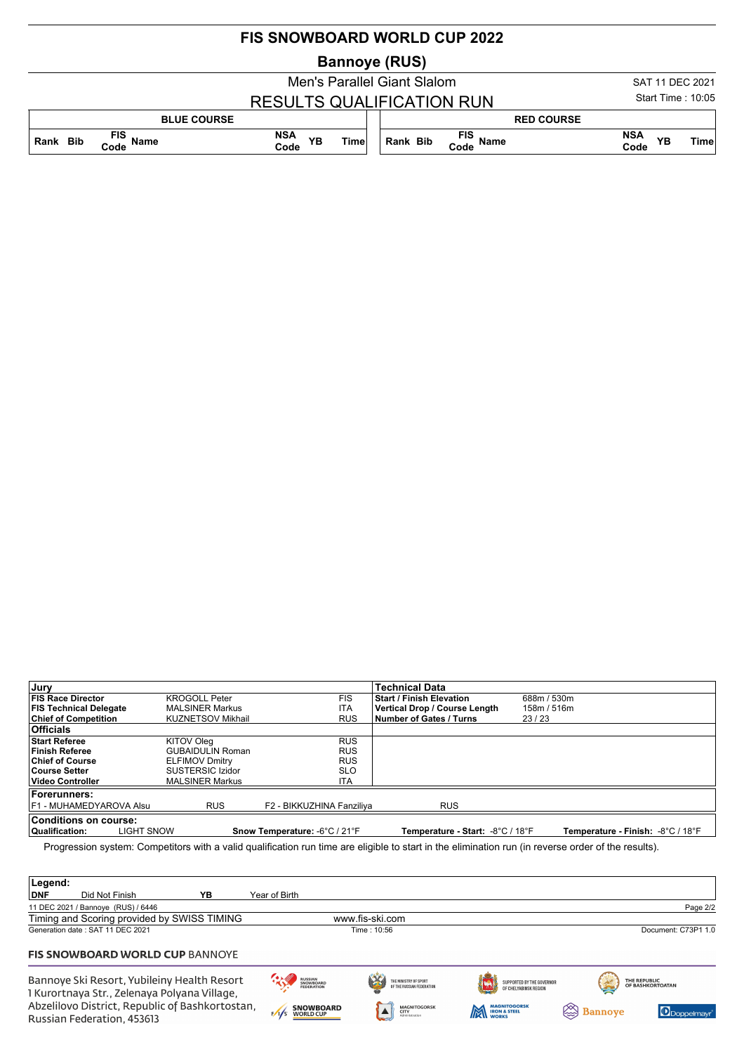# FIS SNOWBOARD WORLD CUP 2022

## Bannoye (RUS)

Men's Parallel Giant Slalom

SAT 11 DEC 2021

RESULTS QUALIFICATION RUN

Start Time : 10:05

| BLUE COURSE | | | | | | | RED COURSE | | | | | | |
|---|---|---|---|---|---|---|---|---|---|---|---|---|---|
| Rank | Bib | FIS Code | Name | NSA Code | YB | Time | Rank | Bib | FIS Code | Name | NSA Code | YB | Time |

| Jury | | | Technical Data | |
|---|---|---|---|---|
| **FIS Race Director** | KROGOLL Peter | FIS | **Start / Finish Elevation** | 688m / 530m |
| **FIS Technical Delegate** | MALSINER Markus | ITA | **Vertical Drop / Course Length** | 158m / 516m |
| **Chief of Competition** | KUZNETSOV Mikhail | RUS | **Number of Gates / Turns** | 23 / 23 |
| **Officials** | | | | |
| **Start Referee** | KITOV Oleg | RUS | | |
| **Finish Referee** | GUBAIDULIN Roman | RUS | | |
| **Chief of Course** | ELFIMOV Dmitry | RUS | | |
| **Course Setter** | SUSTERSIC Izidor | SLO | | |
| **Video Controller** | MALSINER Markus | ITA | | |

**Forerunners:**

F1 - MUHAMEDYAROVA Alsu RUS — F2 - BIKKUZHINA Fanziliya RUS

**Conditions on course:**

**Qualification:** LIGHT SNOW — **Snow Temperature:** -6°C / 21°F — **Temperature - Start:** -8°C / 18°F — **Temperature - Finish:** -8°C / 18°F

Progression system: Competitors with a valid qualification run time are eligible to start in the elimination run (in reverse order of the results).

**Legend:**

| | | | |
|---|---|---|---|
| **DNF** | Did Not Finish | **YB** | Year of Birth |

11 DEC 2021 / Bannoye (RUS) / 6446

Timing and Scoring provided by SWISS TIMING — www.fis-ski.com

Generation date : SAT 11 DEC 2021 — Time : 10:56 — Document: C73P1 1.0

**FIS SNOWBOARD WORLD CUP** BANNOYE

Bannoye Ski Resort, Yubileiny Health Resort
1 Kurortnaya Str., Zelenaya Polyana Village,
Abzelilovo District, Republic of Bashkortostan,
Russian Federation, 453613